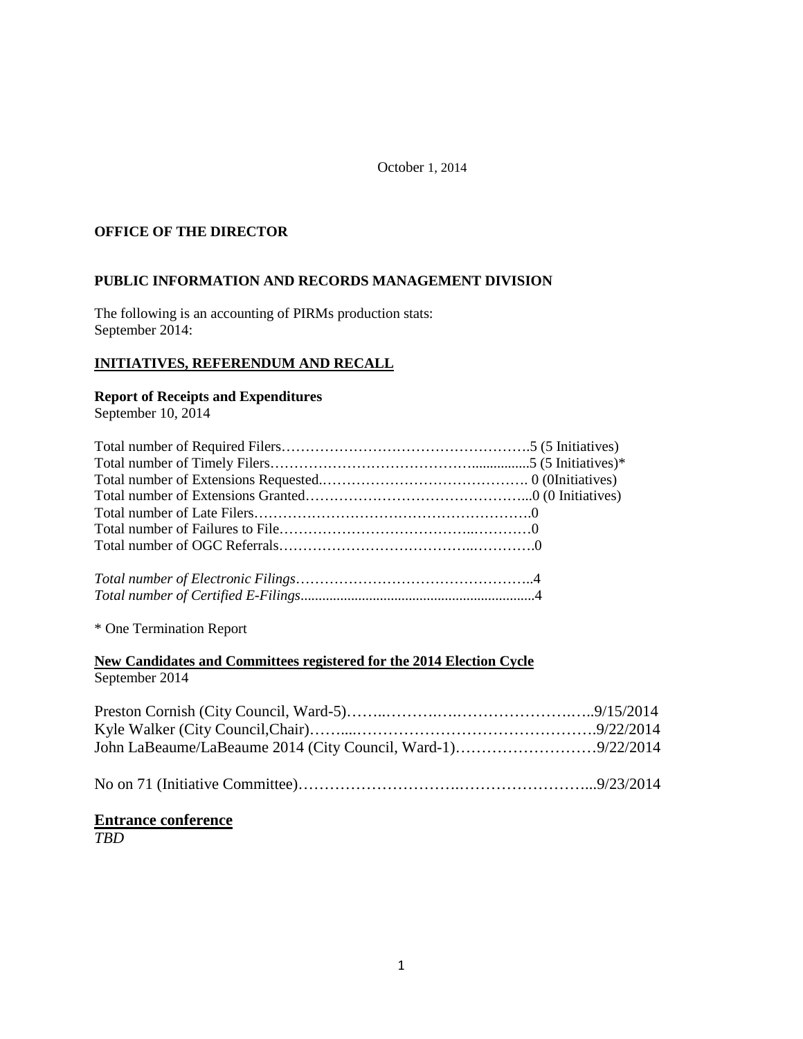October 1, 2014

**OFFICE OF THE DIRECTOR**

**PUBLIC INFORMATION AND RECORDS MANAGEMENT DIVISION**

The following is an accounting of PIRMs production stats:
September 2014:

## INITIATIVES, REFERENDUM AND RECALL

**Report of Receipts and Expenditures**
September 10, 2014

Total number of Required Filers……………………………………………….5 (5 Initiatives)
Total number of Timely Filers…………………………………….................5 (5 Initiatives)*
Total number of Extensions Requested.……………………………………. 0 (0Initiatives)
Total number of Extensions Granted………………………………………...0 (0 Initiatives)
Total number of Late Filers………………………………………………….0
Total number of Failures to File…………………………………..…………0
Total number of OGC Referrals…………………………………..………….0

*Total number of Electronic Filings*…………………………………………..4
*Total number of Certified E-Filings*.................................................................4

* One Termination Report

**New Candidates and Committees registered for the 2014 Election Cycle**
September 2014

Preston Cornish (City Council, Ward-5)……..……….….…………………..…..9/15/2014
Kyle Walker (City Council,Chair)……...……………………………….……….9/22/2014
John LaBeaume/LaBeaume 2014 (City Council, Ward-1)………………………9/22/2014

No on 71 (Initiative Committee)……………………….……………………...9/23/2014

**Entrance conference**
*TBD*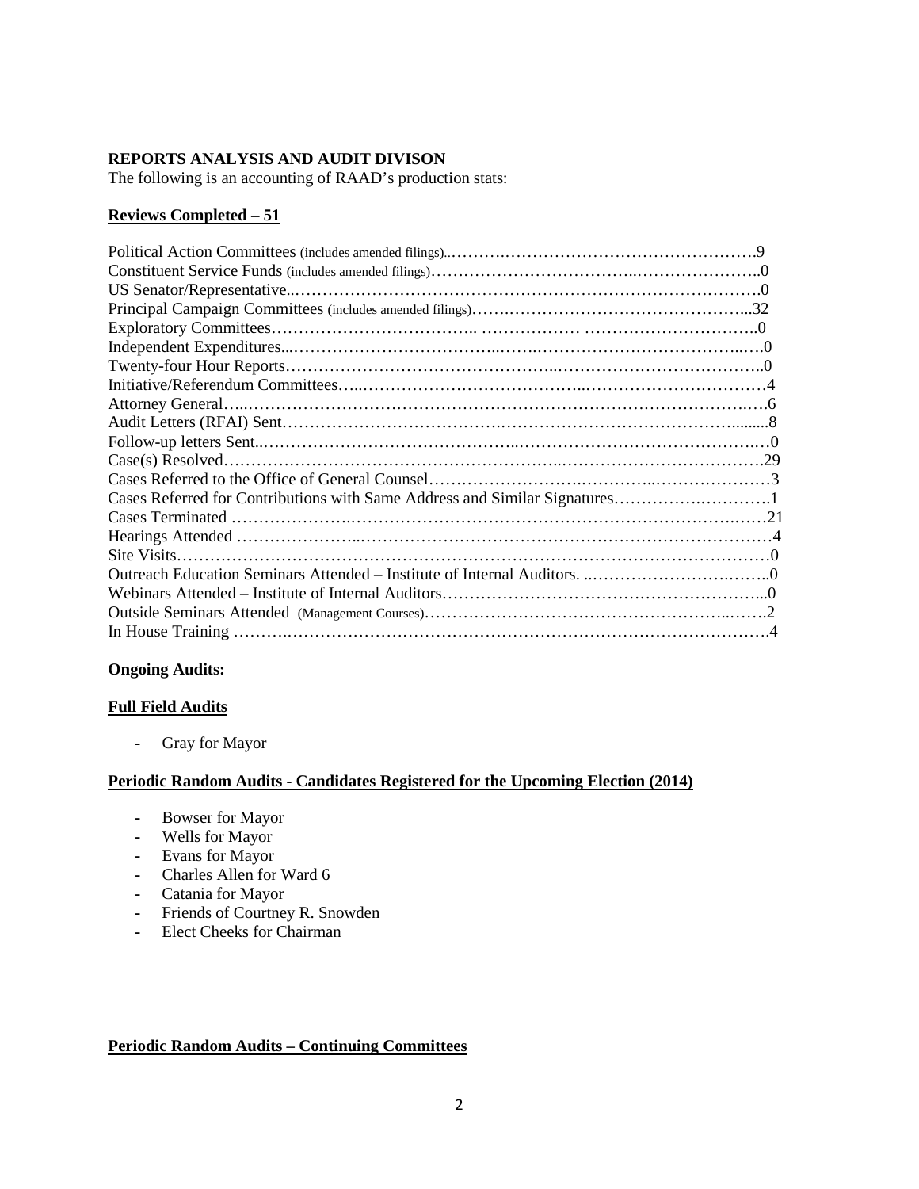**REPORTS ANALYSIS AND AUDIT DIVISON**

The following is an accounting of RAAD's production stats:

**Reviews Completed – 51**

Political Action Committees (includes amended filings)............................................................9
Constituent Service Funds (includes amended filings)............................................................0
US Senator/Representative............................................................0
Principal Campaign Committees (includes amended filings)............................................................32
Exploratory Committees............................................................0
Independent Expenditures............................................................0
Twenty-four Hour Reports............................................................0
Initiative/Referendum Committees............................................................4
Attorney General............................................................6
Audit Letters (RFAI) Sent............................................................8
Follow-up letters Sent............................................................0
Case(s) Resolved............................................................29
Cases Referred to the Office of General Counsel............................................................3
Cases Referred for Contributions with Same Address and Similar Signatures............................................................1
Cases Terminated ............................................................21
Hearings Attended ............................................................4
Site Visits............................................................0
Outreach Education Seminars Attended – Institute of Internal Auditors. ............................................................0
Webinars Attended – Institute of Internal Auditors............................................................0
Outside Seminars Attended (Management Courses)............................................................2
In House Training ............................................................4

**Ongoing Audits:**

**Full Field Audits**

- Gray for Mayor

**Periodic Random Audits - Candidates Registered for the Upcoming Election (2014)**

- Bowser for Mayor
- Wells for Mayor
- Evans for Mayor
- Charles Allen for Ward 6
- Catania for Mayor
- Friends of Courtney R. Snowden
- Elect Cheeks for Chairman

**Periodic Random Audits – Continuing Committees**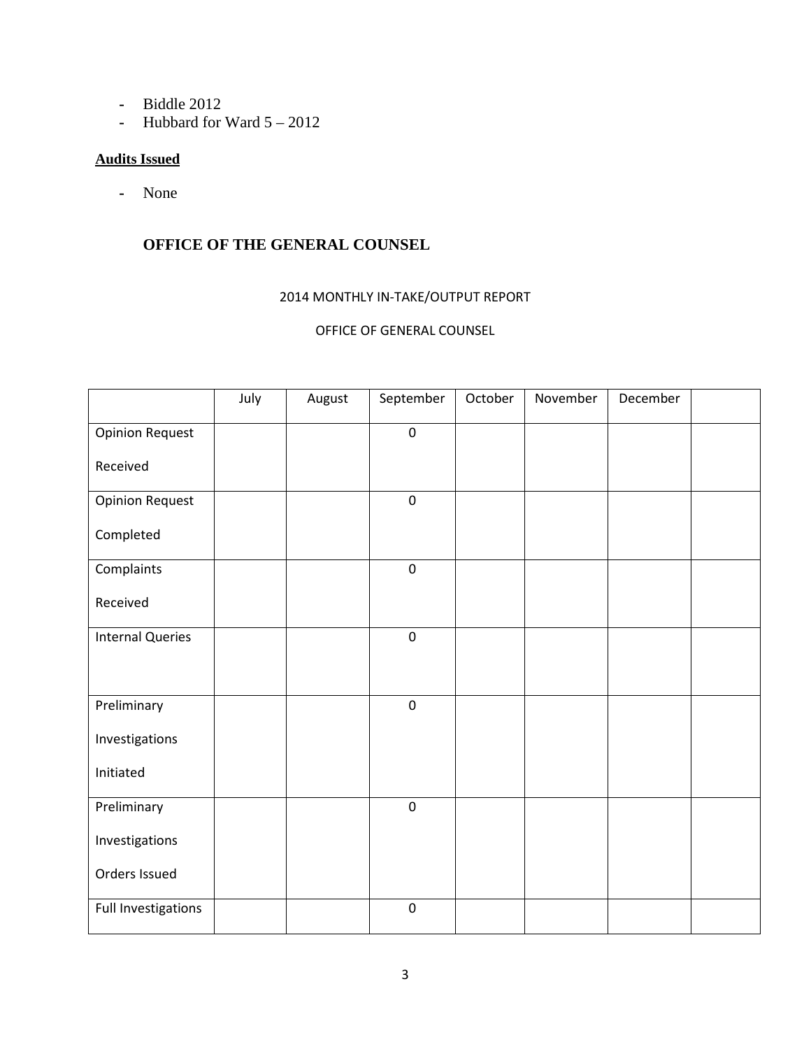- Biddle 2012
- Hubbard for Ward 5 – 2012

**Audits Issued**

- None

## OFFICE OF THE GENERAL COUNSEL

2014 MONTHLY IN-TAKE/OUTPUT REPORT

OFFICE OF GENERAL COUNSEL

| | July | August | September | October | November | December | |
|---|---|---|---|---|---|---|---|
| Opinion Request Received | | | 0 | | | | |
| Opinion Request Completed | | | 0 | | | | |
| Complaints Received | | | 0 | | | | |
| Internal Queries | | | 0 | | | | |
| Preliminary Investigations Initiated | | | 0 | | | | |
| Preliminary Investigations Orders Issued | | | 0 | | | | |
| Full Investigations | | | 0 | | | | |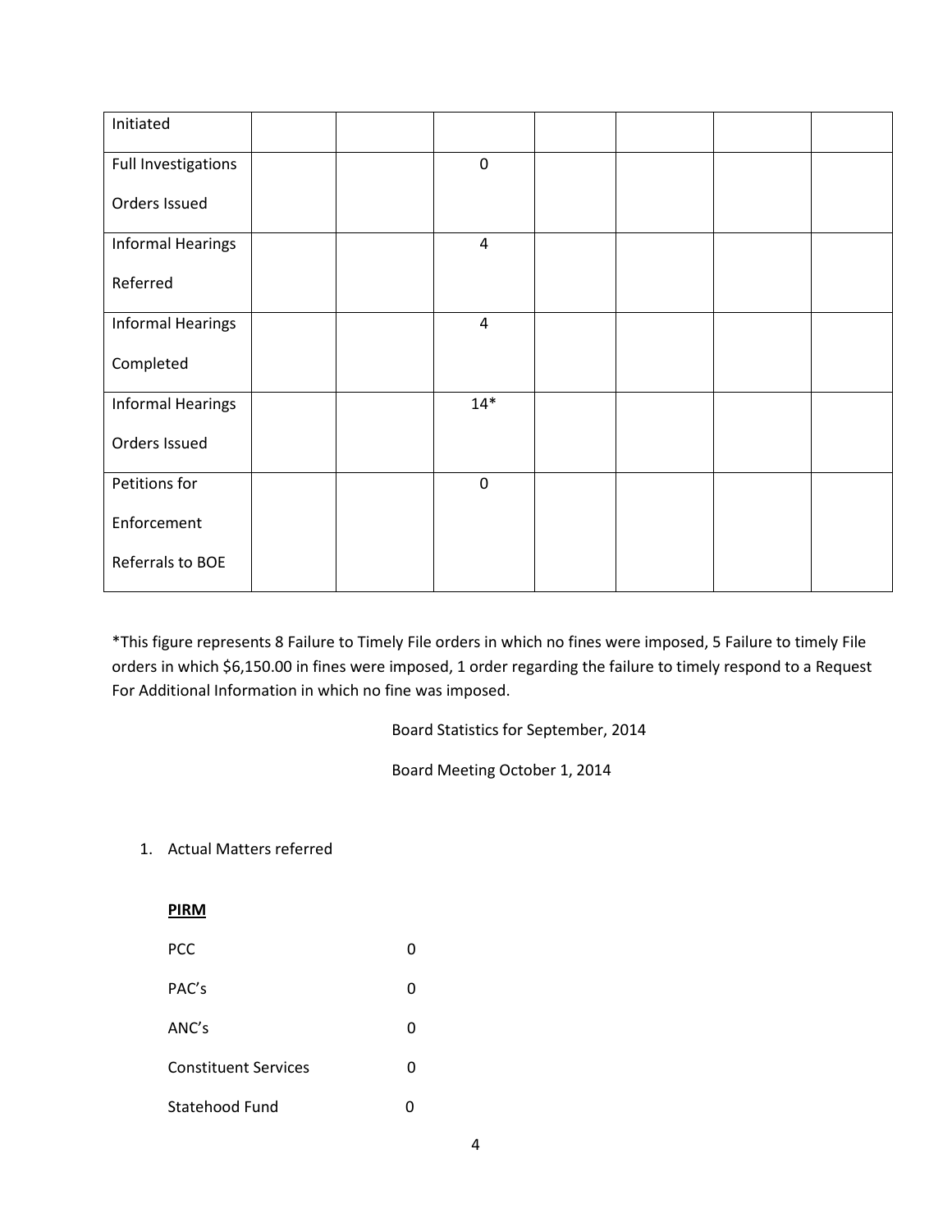| Initiated | | | | | | | |
|---|---|---|---|---|---|---|---|
| Full Investigations Orders Issued | | | 0 | | | | |
| Informal Hearings Referred | | | 4 | | | | |
| Informal Hearings Completed | | | 4 | | | | |
| Informal Hearings Orders Issued | | | 14* | | | | |
| Petitions for Enforcement Referrals to BOE | | | 0 | | | | |

*This figure represents 8 Failure to Timely File orders in which no fines were imposed, 5 Failure to timely File orders in which $6,150.00 in fines were imposed, 1 order regarding the failure to timely respond to a Request For Additional Information in which no fine was imposed.

Board Statistics for September, 2014

Board Meeting October 1, 2014

1. Actual Matters referred

**PIRM**

| | |
|---|---|
| PCC | 0 |
| PAC's | 0 |
| ANC's | 0 |
| Constituent Services | 0 |
| Statehood Fund | 0 |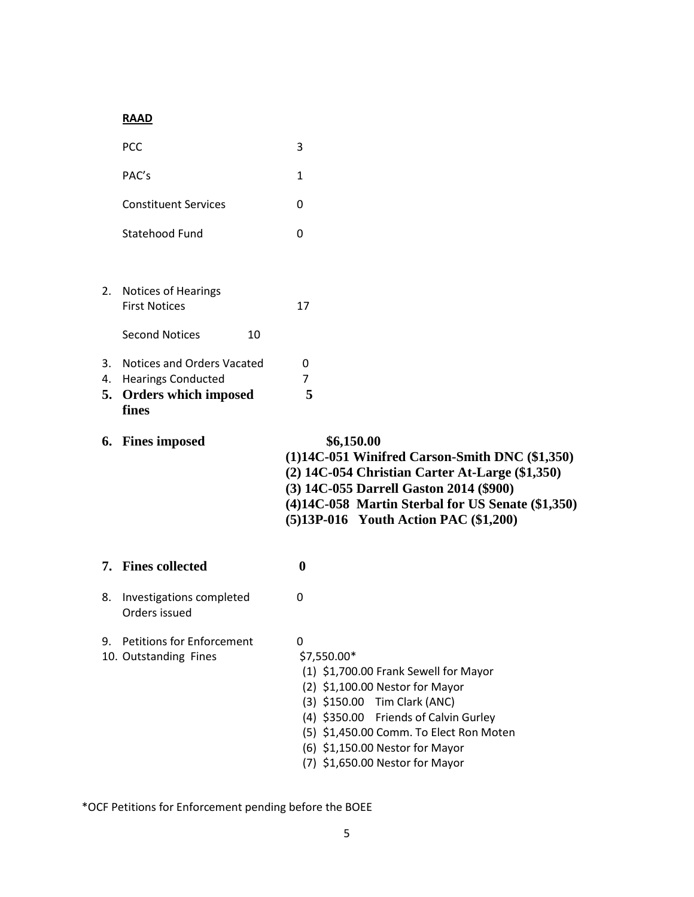**RAAD**

| | |
|---|---|
| PCC | 3 |
| PAC's | 1 |
| Constituent Services | 0 |
| Statehood Fund | 0 |

2. Notices of Hearings
   First Notices 17

   Second Notices 10

3. Notices and Orders Vacated 0
4. Hearings Conducted 7
5. **Orders which imposed fines** **5**

6. **Fines imposed** **$6,150.00**
   - **(1)14C-051 Winifred Carson-Smith DNC ($1,350)**
   - **(2) 14C-054 Christian Carter At-Large ($1,350)**
   - **(3) 14C-055 Darrell Gaston 2014 ($900)**
   - **(4)14C-058 Martin Sterbal for US Senate ($1,350)**
   - **(5)13P-016 Youth Action PAC ($1,200)**

7. **Fines collected** **0**

8. Investigations completed Orders issued 0

9. Petitions for Enforcement 0
10. Outstanding Fines $7,550.00*
    - (1) $1,700.00 Frank Sewell for Mayor
    - (2) $1,100.00 Nestor for Mayor
    - (3) $150.00 Tim Clark (ANC)
    - (4) $350.00 Friends of Calvin Gurley
    - (5) $1,450.00 Comm. To Elect Ron Moten
    - (6) $1,150.00 Nestor for Mayor
    - (7) $1,650.00 Nestor for Mayor

*OCF Petitions for Enforcement pending before the BOEE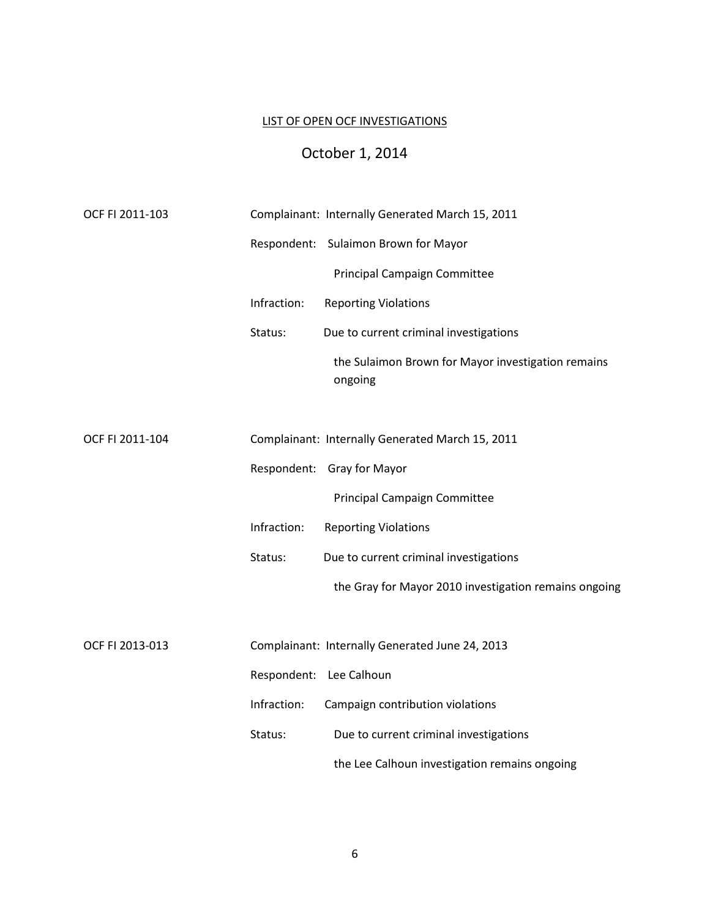<u>LIST OF OPEN OCF INVESTIGATIONS</u>

October 1, 2014

| | |
|---|---|
| OCF FI 2011-103 | Complainant: Internally Generated March 15, 2011 |
| | Respondent: Sulaimon Brown for Mayor Principal Campaign Committee |
| | Infraction: Reporting Violations |
| | Status: Due to current criminal investigations the Sulaimon Brown for Mayor investigation remains ongoing |
| OCF FI 2011-104 | Complainant: Internally Generated March 15, 2011 |
| | Respondent: Gray for Mayor Principal Campaign Committee |
| | Infraction: Reporting Violations |
| | Status: Due to current criminal investigations the Gray for Mayor 2010 investigation remains ongoing |
| OCF FI 2013-013 | Complainant: Internally Generated June 24, 2013 |
| | Respondent: Lee Calhoun |
| | Infraction: Campaign contribution violations |
| | Status: Due to current criminal investigations the Lee Calhoun investigation remains ongoing |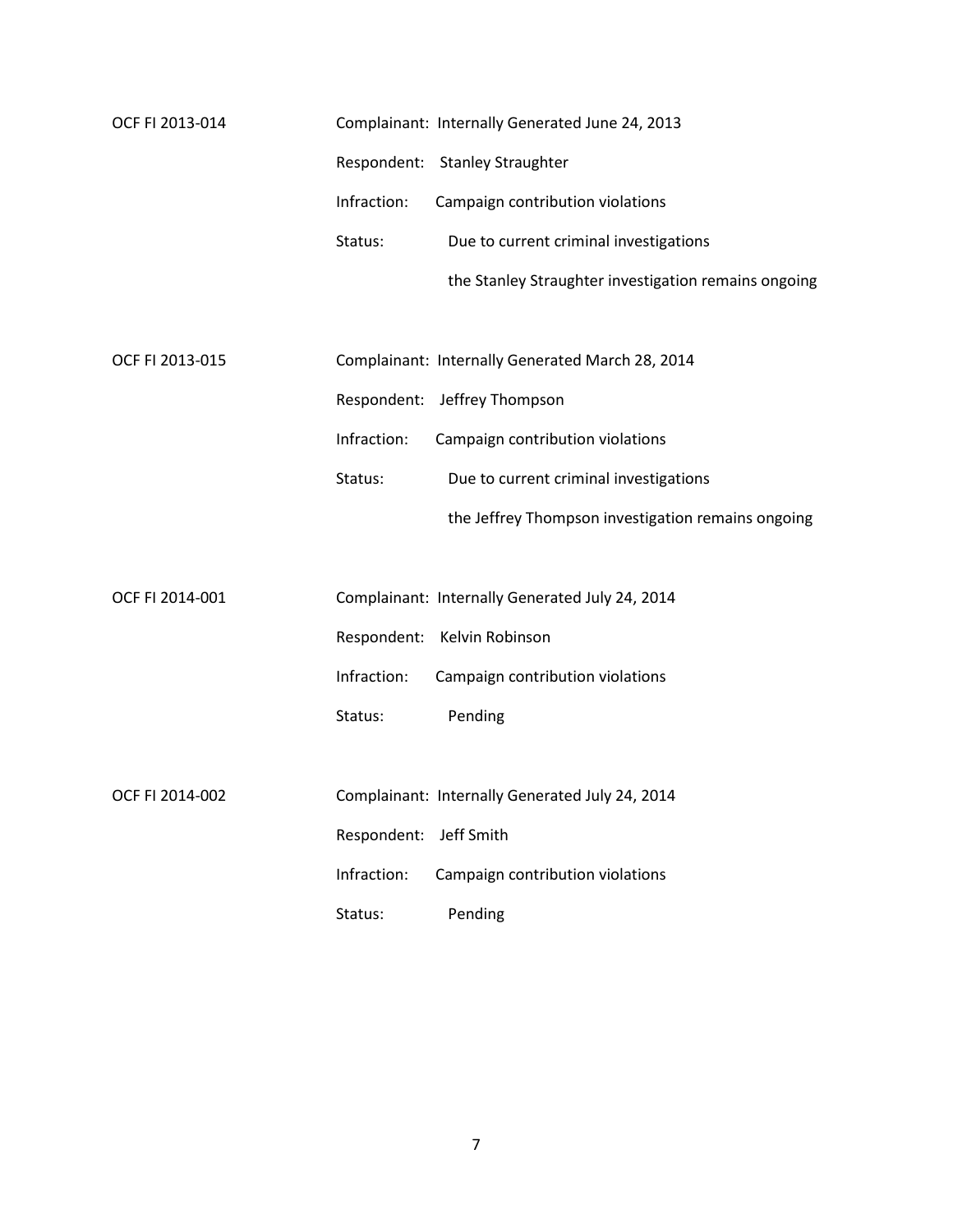OCF FI 2013-014

Complainant: Internally Generated June 24, 2013

Respondent: Stanley Straughter

Infraction: Campaign contribution violations

Status: Due to current criminal investigations the Stanley Straughter investigation remains ongoing

OCF FI 2013-015

Complainant: Internally Generated March 28, 2014

Respondent: Jeffrey Thompson

Infraction: Campaign contribution violations

Status: Due to current criminal investigations the Jeffrey Thompson investigation remains ongoing

OCF FI 2014-001

Complainant: Internally Generated July 24, 2014

Respondent: Kelvin Robinson

Infraction: Campaign contribution violations

Status: Pending

OCF FI 2014-002

Complainant: Internally Generated July 24, 2014

Respondent: Jeff Smith

Infraction: Campaign contribution violations

Status: Pending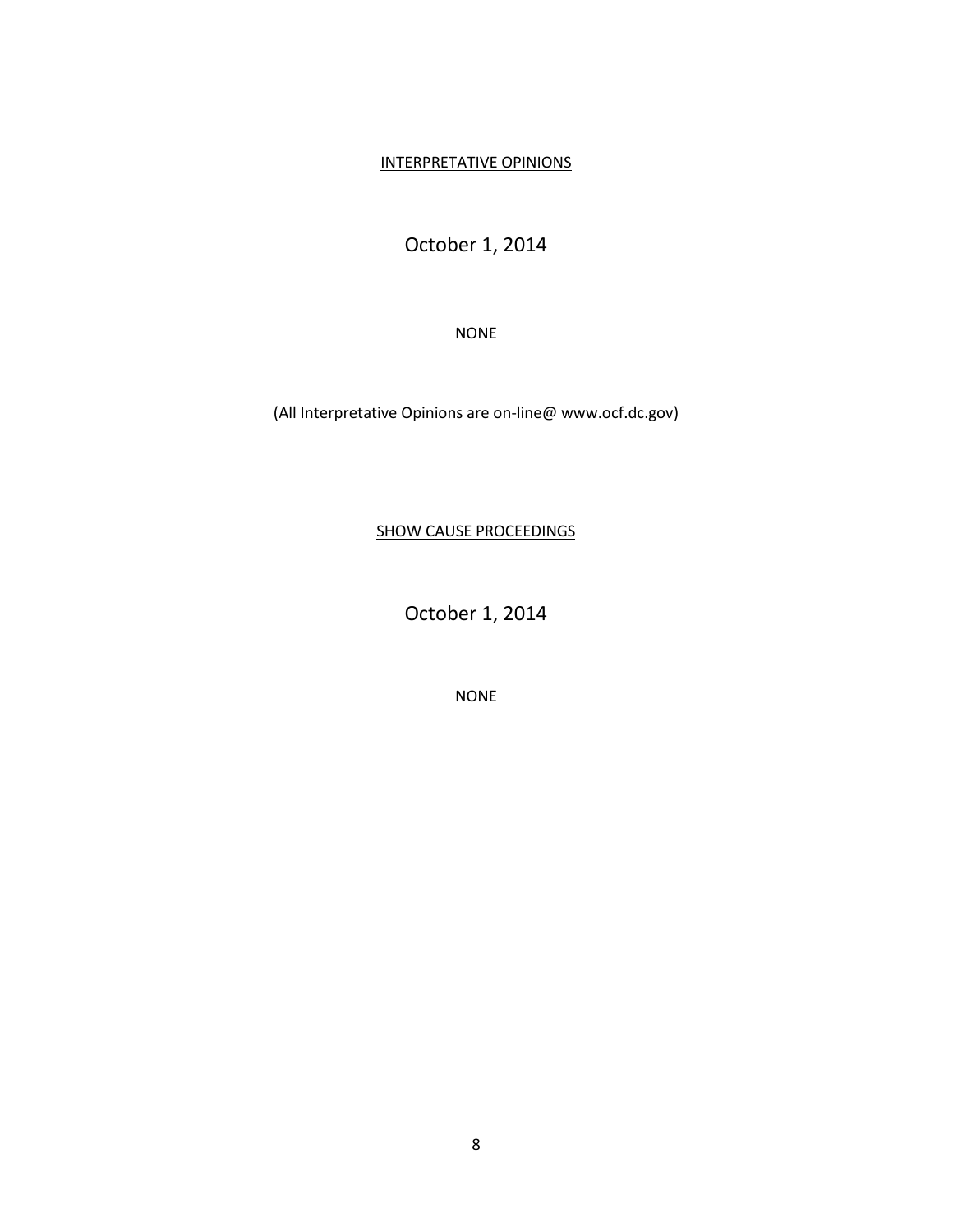## INTERPRETATIVE OPINIONS

October 1, 2014

NONE

(All Interpretative Opinions are on-line@ www.ocf.dc.gov)

## SHOW CAUSE PROCEEDINGS

October 1, 2014

NONE